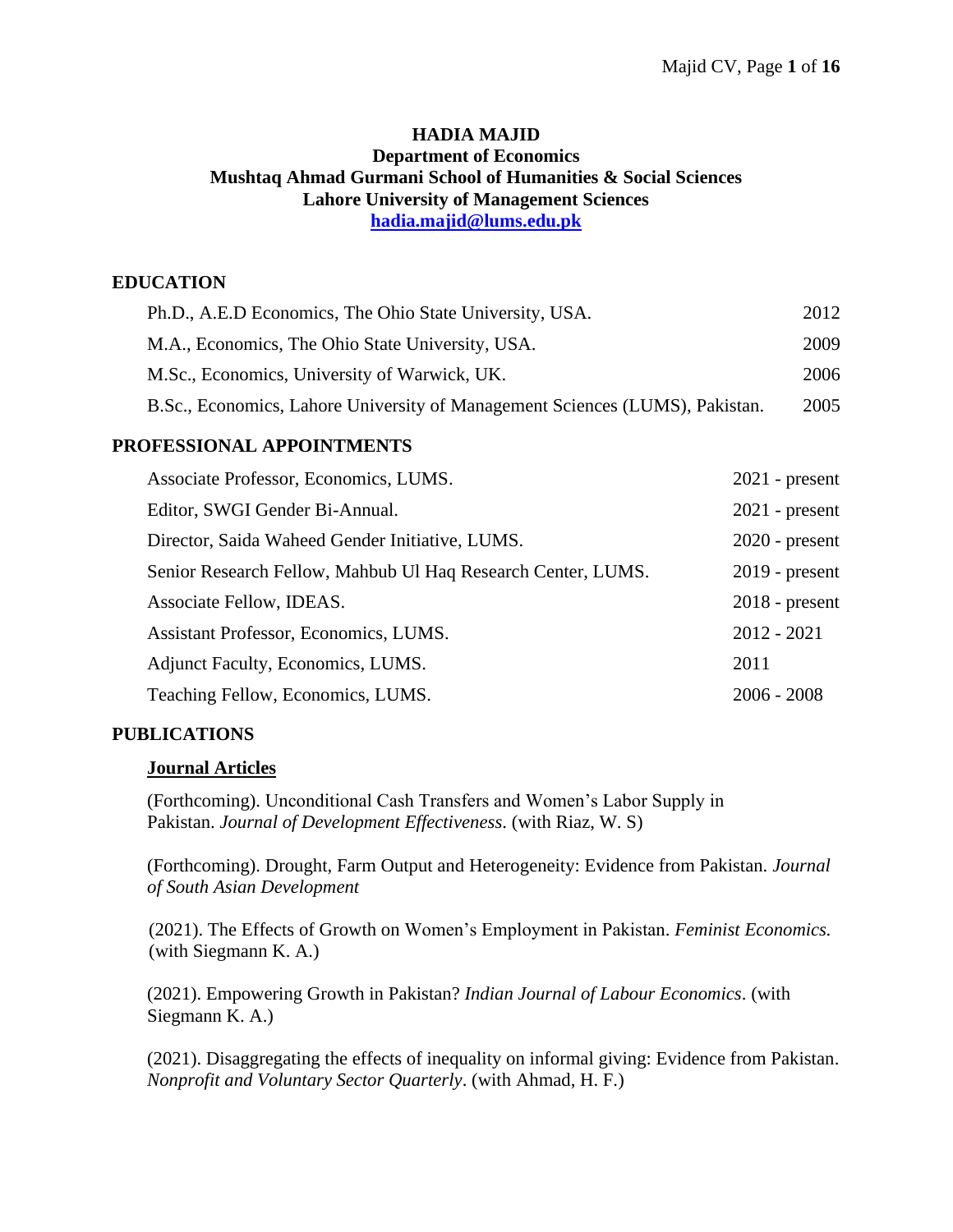# HADIA MAJID

**Department of Economics**
**Mushtaq Ahmad Gurmani School of Humanities & Social Sciences**
**Lahore University of Management Sciences**
**hadia.majid@lums.edu.pk**

## EDUCATION

| | |
|---|---|
| Ph.D., A.E.D Economics, The Ohio State University, USA. | 2012 |
| M.A., Economics, The Ohio State University, USA. | 2009 |
| M.Sc., Economics, University of Warwick, UK. | 2006 |
| B.Sc., Economics, Lahore University of Management Sciences (LUMS), Pakistan. | 2005 |

## PROFESSIONAL APPOINTMENTS

| | |
|---|---|
| Associate Professor, Economics, LUMS. | 2021 - present |
| Editor, SWGI Gender Bi-Annual. | 2021 - present |
| Director, Saida Waheed Gender Initiative, LUMS. | 2020 - present |
| Senior Research Fellow, Mahbub Ul Haq Research Center, LUMS. | 2019 - present |
| Associate Fellow, IDEAS. | 2018 - present |
| Assistant Professor, Economics, LUMS. | 2012 - 2021 |
| Adjunct Faculty, Economics, LUMS. | 2011 |
| Teaching Fellow, Economics, LUMS. | 2006 - 2008 |

## PUBLICATIONS

### Journal Articles

(Forthcoming). Unconditional Cash Transfers and Women's Labor Supply in Pakistan. *Journal of Development Effectiveness*. (with Riaz, W. S)

(Forthcoming). Drought, Farm Output and Heterogeneity: Evidence from Pakistan. *Journal of South Asian Development*

(2021). The Effects of Growth on Women's Employment in Pakistan. *Feminist Economics.* (with Siegmann K. A.)

(2021). Empowering Growth in Pakistan? *Indian Journal of Labour Economics*. (with Siegmann K. A.)

(2021). Disaggregating the effects of inequality on informal giving: Evidence from Pakistan. *Nonprofit and Voluntary Sector Quarterly*. (with Ahmad, H. F.)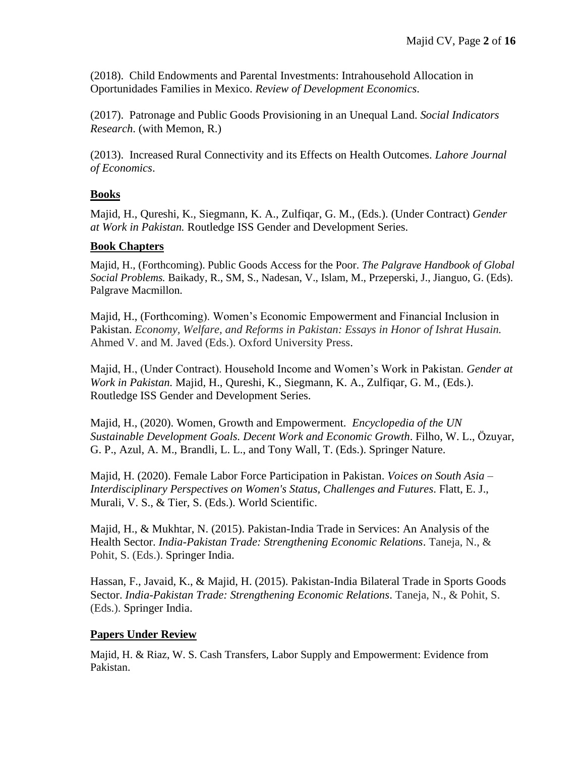(2018). Child Endowments and Parental Investments: Intrahousehold Allocation in Oportunidades Families in Mexico. *Review of Development Economics*.

(2017). Patronage and Public Goods Provisioning in an Unequal Land. *Social Indicators Research*. (with Memon, R.)

(2013). Increased Rural Connectivity and its Effects on Health Outcomes. *Lahore Journal of Economics*.

## Books

Majid, H., Qureshi, K., Siegmann, K. A., Zulfiqar, G. M., (Eds.). (Under Contract) *Gender at Work in Pakistan.* Routledge ISS Gender and Development Series.

## Book Chapters

Majid, H., (Forthcoming). Public Goods Access for the Poor. *The Palgrave Handbook of Global Social Problems.* Baikady, R., SM, S., Nadesan, V., Islam, M., Przeperski, J., Jianguo, G. (Eds). Palgrave Macmillon.

Majid, H., (Forthcoming). Women's Economic Empowerment and Financial Inclusion in Pakistan. *Economy, Welfare, and Reforms in Pakistan: Essays in Honor of Ishrat Husain.* Ahmed V. and M. Javed (Eds.). Oxford University Press.

Majid, H., (Under Contract). Household Income and Women's Work in Pakistan. *Gender at Work in Pakistan.* Majid, H., Qureshi, K., Siegmann, K. A., Zulfiqar, G. M., (Eds.). Routledge ISS Gender and Development Series.

Majid, H., (2020). Women, Growth and Empowerment. *Encyclopedia of the UN Sustainable Development Goals. Decent Work and Economic Growth*. Filho, W. L., Özuyar, G. P., Azul, A. M., Brandli, L. L., and Tony Wall, T. (Eds.). Springer Nature.

Majid, H. (2020). Female Labor Force Participation in Pakistan. *Voices on South Asia – Interdisciplinary Perspectives on Women's Status, Challenges and Futures*. Flatt, E. J., Murali, V. S., & Tier, S. (Eds.). World Scientific.

Majid, H., & Mukhtar, N. (2015). Pakistan-India Trade in Services: An Analysis of the Health Sector. *India-Pakistan Trade: Strengthening Economic Relations*. Taneja, N., & Pohit, S. (Eds.). Springer India.

Hassan, F., Javaid, K., & Majid, H. (2015). Pakistan-India Bilateral Trade in Sports Goods Sector. *India-Pakistan Trade: Strengthening Economic Relations*. Taneja, N., & Pohit, S. (Eds.). Springer India.

## Papers Under Review

Majid, H. & Riaz, W. S. Cash Transfers, Labor Supply and Empowerment: Evidence from Pakistan.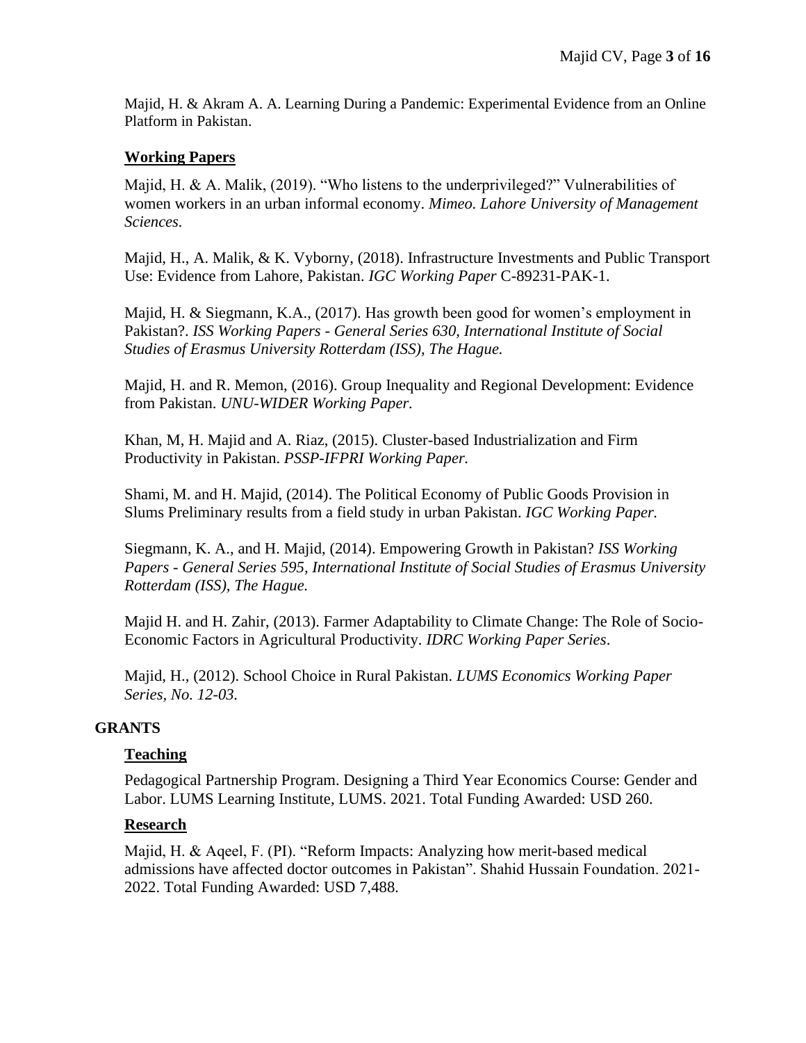Majid, H. & Akram A. A. Learning During a Pandemic: Experimental Evidence from an Online Platform in Pakistan.

### Working Papers

Majid, H. & A. Malik, (2019). "Who listens to the underprivileged?" Vulnerabilities of women workers in an urban informal economy. *Mimeo. Lahore University of Management Sciences.*

Majid, H., A. Malik, & K. Vyborny, (2018). Infrastructure Investments and Public Transport Use: Evidence from Lahore, Pakistan. *IGC Working Paper* C-89231-PAK-1.

Majid, H. & Siegmann, K.A., (2017). Has growth been good for women's employment in Pakistan?. *ISS Working Papers - General Series 630, International Institute of Social Studies of Erasmus University Rotterdam (ISS), The Hague.*

Majid, H. and R. Memon, (2016). Group Inequality and Regional Development: Evidence from Pakistan. *UNU-WIDER Working Paper.*

Khan, M, H. Majid and A. Riaz, (2015). Cluster-based Industrialization and Firm Productivity in Pakistan. *PSSP-IFPRI Working Paper.*

Shami, M. and H. Majid, (2014). The Political Economy of Public Goods Provision in Slums Preliminary results from a field study in urban Pakistan. *IGC Working Paper.*

Siegmann, K. A., and H. Majid, (2014). Empowering Growth in Pakistan? *ISS Working Papers - General Series 595, International Institute of Social Studies of Erasmus University Rotterdam (ISS), The Hague.*

Majid H. and H. Zahir, (2013). Farmer Adaptability to Climate Change: The Role of Socio-Economic Factors in Agricultural Productivity. *IDRC Working Paper Series*.

Majid, H., (2012). School Choice in Rural Pakistan. *LUMS Economics Working Paper Series, No. 12-03.*

## GRANTS

### Teaching

Pedagogical Partnership Program. Designing a Third Year Economics Course: Gender and Labor. LUMS Learning Institute, LUMS. 2021. Total Funding Awarded: USD 260.

### Research

Majid, H. & Aqeel, F. (PI). "Reform Impacts: Analyzing how merit-based medical admissions have affected doctor outcomes in Pakistan". Shahid Hussain Foundation. 2021-2022. Total Funding Awarded: USD 7,488.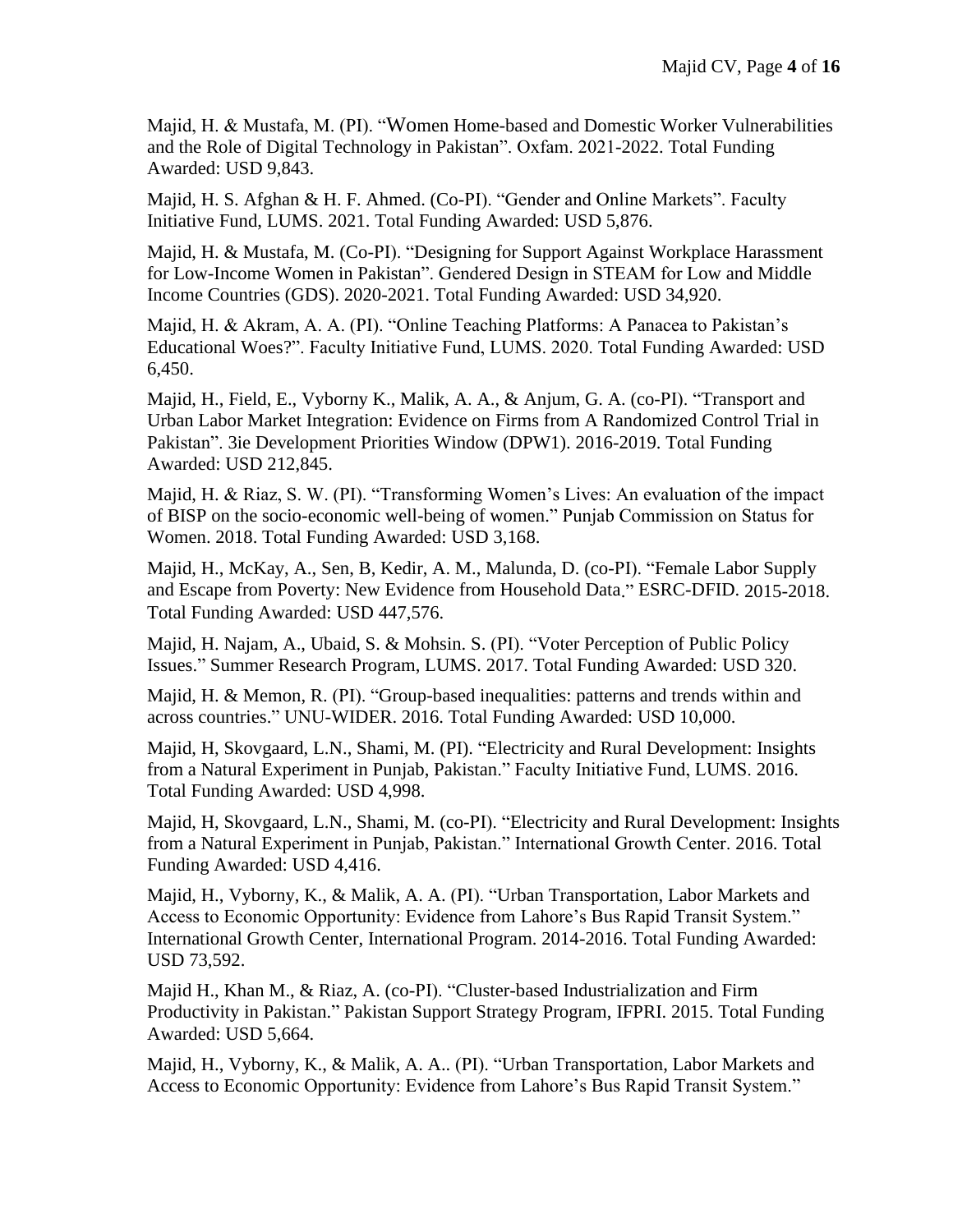Majid, H. & Mustafa, M. (PI). "Women Home-based and Domestic Worker Vulnerabilities and the Role of Digital Technology in Pakistan". Oxfam. 2021-2022. Total Funding Awarded: USD 9,843.

Majid, H. S. Afghan & H. F. Ahmed. (Co-PI). "Gender and Online Markets". Faculty Initiative Fund, LUMS. 2021. Total Funding Awarded: USD 5,876.

Majid, H. & Mustafa, M. (Co-PI). "Designing for Support Against Workplace Harassment for Low-Income Women in Pakistan". Gendered Design in STEAM for Low and Middle Income Countries (GDS). 2020-2021. Total Funding Awarded: USD 34,920.

Majid, H. & Akram, A. A. (PI). "Online Teaching Platforms: A Panacea to Pakistan's Educational Woes?". Faculty Initiative Fund, LUMS. 2020. Total Funding Awarded: USD 6,450.

Majid, H., Field, E., Vyborny K., Malik, A. A., & Anjum, G. A. (co-PI). "Transport and Urban Labor Market Integration: Evidence on Firms from A Randomized Control Trial in Pakistan". 3ie Development Priorities Window (DPW1). 2016-2019. Total Funding Awarded: USD 212,845.

Majid, H. & Riaz, S. W. (PI). "Transforming Women's Lives: An evaluation of the impact of BISP on the socio-economic well-being of women." Punjab Commission on Status for Women. 2018. Total Funding Awarded: USD 3,168.

Majid, H., McKay, A., Sen, B, Kedir, A. M., Malunda, D. (co-PI). "Female Labor Supply and Escape from Poverty: New Evidence from Household Data." ESRC-DFID. 2015-2018. Total Funding Awarded: USD 447,576.

Majid, H. Najam, A., Ubaid, S. & Mohsin. S. (PI). "Voter Perception of Public Policy Issues." Summer Research Program, LUMS. 2017. Total Funding Awarded: USD 320.

Majid, H. & Memon, R. (PI). "Group-based inequalities: patterns and trends within and across countries." UNU-WIDER. 2016. Total Funding Awarded: USD 10,000.

Majid, H, Skovgaard, L.N., Shami, M. (PI). "Electricity and Rural Development: Insights from a Natural Experiment in Punjab, Pakistan." Faculty Initiative Fund, LUMS. 2016. Total Funding Awarded: USD 4,998.

Majid, H, Skovgaard, L.N., Shami, M. (co-PI). "Electricity and Rural Development: Insights from a Natural Experiment in Punjab, Pakistan." International Growth Center. 2016. Total Funding Awarded: USD 4,416.

Majid, H., Vyborny, K., & Malik, A. A. (PI). "Urban Transportation, Labor Markets and Access to Economic Opportunity: Evidence from Lahore's Bus Rapid Transit System." International Growth Center, International Program. 2014-2016. Total Funding Awarded: USD 73,592.

Majid H., Khan M., & Riaz, A. (co-PI). "Cluster-based Industrialization and Firm Productivity in Pakistan." Pakistan Support Strategy Program, IFPRI. 2015. Total Funding Awarded: USD 5,664.

Majid, H., Vyborny, K., & Malik, A. A.. (PI). "Urban Transportation, Labor Markets and Access to Economic Opportunity: Evidence from Lahore's Bus Rapid Transit System."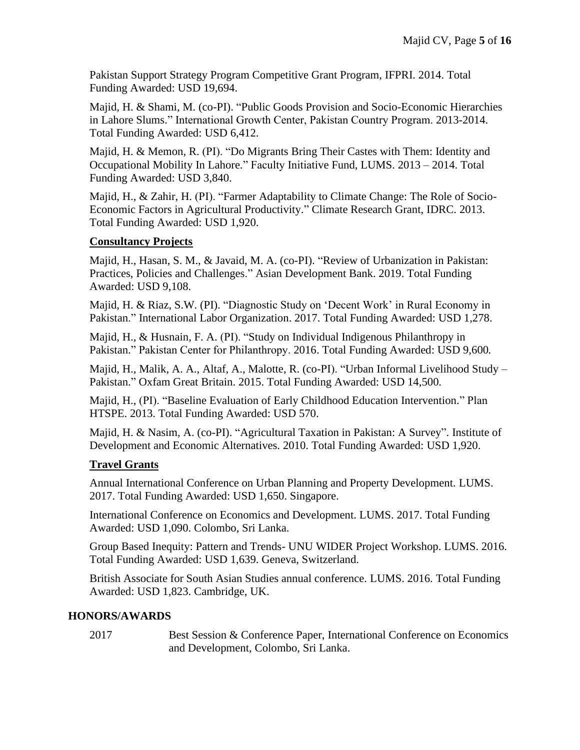Pakistan Support Strategy Program Competitive Grant Program, IFPRI. 2014. Total Funding Awarded: USD 19,694.

Majid, H. & Shami, M. (co-PI). "Public Goods Provision and Socio-Economic Hierarchies in Lahore Slums." International Growth Center, Pakistan Country Program. 2013-2014. Total Funding Awarded: USD 6,412.

Majid, H. & Memon, R. (PI). "Do Migrants Bring Their Castes with Them: Identity and Occupational Mobility In Lahore." Faculty Initiative Fund, LUMS. 2013 – 2014. Total Funding Awarded: USD 3,840.

Majid, H., & Zahir, H. (PI). "Farmer Adaptability to Climate Change: The Role of Socio-Economic Factors in Agricultural Productivity." Climate Research Grant, IDRC. 2013. Total Funding Awarded: USD 1,920.

**Consultancy Projects**

Majid, H., Hasan, S. M., & Javaid, M. A. (co-PI). "Review of Urbanization in Pakistan: Practices, Policies and Challenges." Asian Development Bank. 2019. Total Funding Awarded: USD 9,108.

Majid, H. & Riaz, S.W. (PI). "Diagnostic Study on 'Decent Work' in Rural Economy in Pakistan." International Labor Organization. 2017. Total Funding Awarded: USD 1,278.

Majid, H., & Husnain, F. A. (PI). "Study on Individual Indigenous Philanthropy in Pakistan." Pakistan Center for Philanthropy. 2016. Total Funding Awarded: USD 9,600.

Majid, H., Malik, A. A., Altaf, A., Malotte, R. (co-PI). "Urban Informal Livelihood Study – Pakistan." Oxfam Great Britain. 2015. Total Funding Awarded: USD 14,500.

Majid, H., (PI). "Baseline Evaluation of Early Childhood Education Intervention." Plan HTSPE. 2013. Total Funding Awarded: USD 570.

Majid, H. & Nasim, A. (co-PI). "Agricultural Taxation in Pakistan: A Survey". Institute of Development and Economic Alternatives. 2010. Total Funding Awarded: USD 1,920.

**Travel Grants**

Annual International Conference on Urban Planning and Property Development. LUMS. 2017. Total Funding Awarded: USD 1,650. Singapore.

International Conference on Economics and Development. LUMS. 2017. Total Funding Awarded: USD 1,090. Colombo, Sri Lanka.

Group Based Inequity: Pattern and Trends- UNU WIDER Project Workshop. LUMS. 2016. Total Funding Awarded: USD 1,639. Geneva, Switzerland.

British Associate for South Asian Studies annual conference. LUMS. 2016. Total Funding Awarded: USD 1,823. Cambridge, UK.

## HONORS/AWARDS

2017 Best Session & Conference Paper, International Conference on Economics and Development, Colombo, Sri Lanka.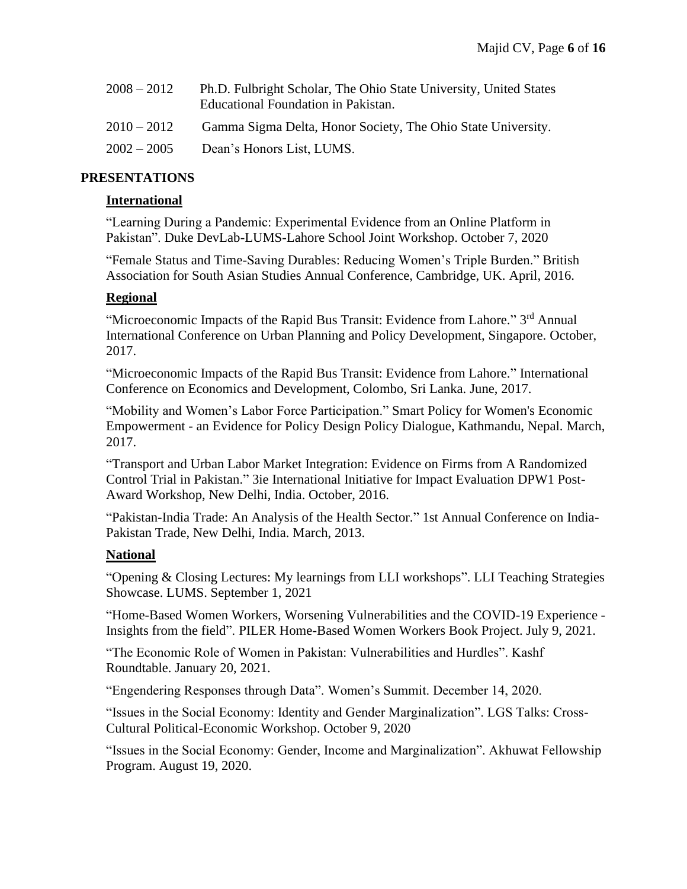2008 – 2012 Ph.D. Fulbright Scholar, The Ohio State University, United States Educational Foundation in Pakistan.

2010 – 2012 Gamma Sigma Delta, Honor Society, The Ohio State University.

2002 – 2005 Dean's Honors List, LUMS.

## PRESENTATIONS

### International

"Learning During a Pandemic: Experimental Evidence from an Online Platform in Pakistan". Duke DevLab-LUMS-Lahore School Joint Workshop. October 7, 2020

"Female Status and Time-Saving Durables: Reducing Women's Triple Burden." British Association for South Asian Studies Annual Conference, Cambridge, UK. April, 2016.

### Regional

"Microeconomic Impacts of the Rapid Bus Transit: Evidence from Lahore." 3rd Annual International Conference on Urban Planning and Policy Development, Singapore. October, 2017.

"Microeconomic Impacts of the Rapid Bus Transit: Evidence from Lahore." International Conference on Economics and Development, Colombo, Sri Lanka. June, 2017.

"Mobility and Women's Labor Force Participation." Smart Policy for Women's Economic Empowerment - an Evidence for Policy Design Policy Dialogue, Kathmandu, Nepal. March, 2017.

"Transport and Urban Labor Market Integration: Evidence on Firms from A Randomized Control Trial in Pakistan." 3ie International Initiative for Impact Evaluation DPW1 Post-Award Workshop, New Delhi, India. October, 2016.

"Pakistan-India Trade: An Analysis of the Health Sector." 1st Annual Conference on India-Pakistan Trade, New Delhi, India. March, 2013.

### National

"Opening & Closing Lectures: My learnings from LLI workshops". LLI Teaching Strategies Showcase. LUMS. September 1, 2021

"Home-Based Women Workers, Worsening Vulnerabilities and the COVID-19 Experience - Insights from the field". PILER Home-Based Women Workers Book Project. July 9, 2021.

"The Economic Role of Women in Pakistan: Vulnerabilities and Hurdles". Kashf Roundtable. January 20, 2021.

"Engendering Responses through Data". Women's Summit. December 14, 2020.

"Issues in the Social Economy: Identity and Gender Marginalization". LGS Talks: Cross-Cultural Political-Economic Workshop. October 9, 2020

"Issues in the Social Economy: Gender, Income and Marginalization". Akhuwat Fellowship Program. August 19, 2020.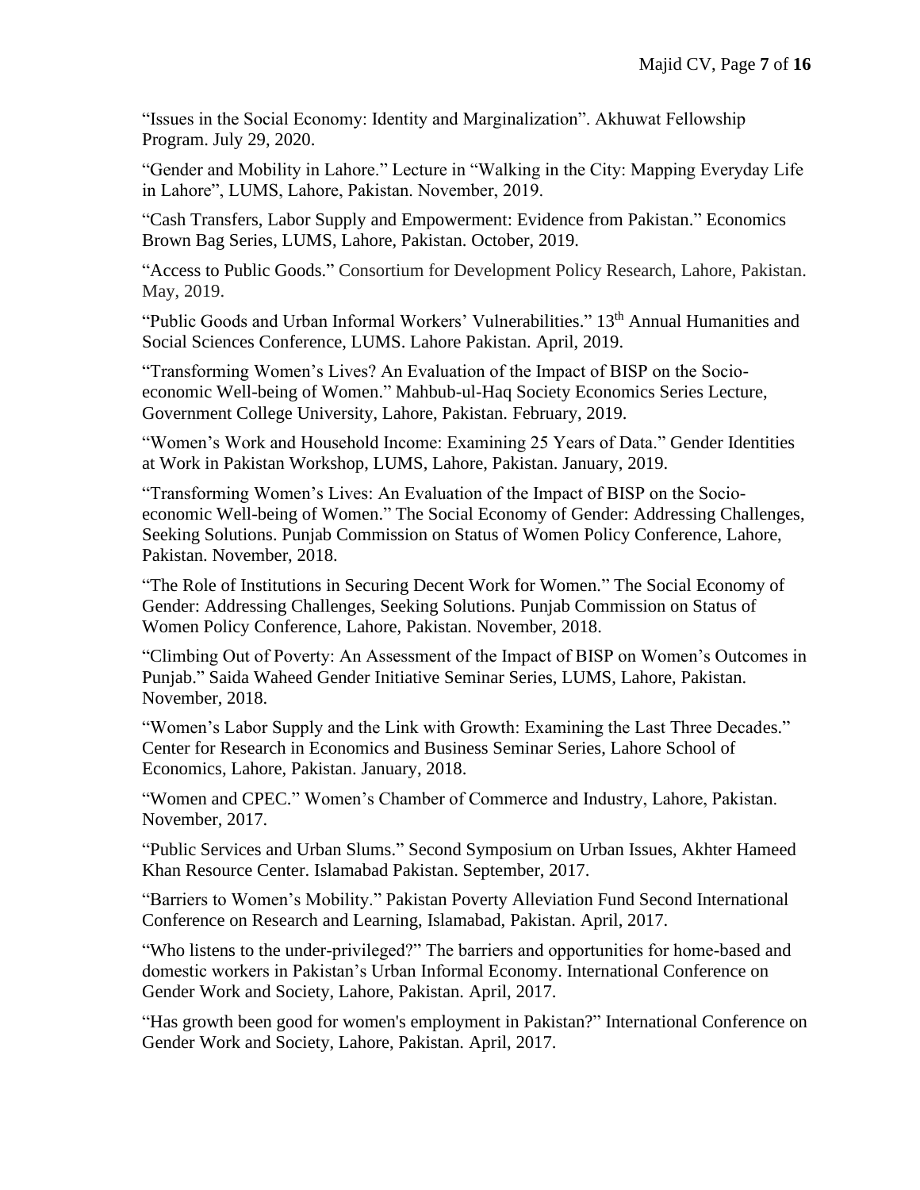"Issues in the Social Economy: Identity and Marginalization". Akhuwat Fellowship Program. July 29, 2020.

"Gender and Mobility in Lahore." Lecture in "Walking in the City: Mapping Everyday Life in Lahore", LUMS, Lahore, Pakistan. November, 2019.

"Cash Transfers, Labor Supply and Empowerment: Evidence from Pakistan." Economics Brown Bag Series, LUMS, Lahore, Pakistan. October, 2019.

"Access to Public Goods." Consortium for Development Policy Research, Lahore, Pakistan. May, 2019.

"Public Goods and Urban Informal Workers' Vulnerabilities." 13th Annual Humanities and Social Sciences Conference, LUMS. Lahore Pakistan. April, 2019.

"Transforming Women's Lives? An Evaluation of the Impact of BISP on the Socio-economic Well-being of Women." Mahbub-ul-Haq Society Economics Series Lecture, Government College University, Lahore, Pakistan. February, 2019.

"Women's Work and Household Income: Examining 25 Years of Data." Gender Identities at Work in Pakistan Workshop, LUMS, Lahore, Pakistan. January, 2019.

"Transforming Women's Lives: An Evaluation of the Impact of BISP on the Socio-economic Well-being of Women." The Social Economy of Gender: Addressing Challenges, Seeking Solutions. Punjab Commission on Status of Women Policy Conference, Lahore, Pakistan. November, 2018.

"The Role of Institutions in Securing Decent Work for Women." The Social Economy of Gender: Addressing Challenges, Seeking Solutions. Punjab Commission on Status of Women Policy Conference, Lahore, Pakistan. November, 2018.

"Climbing Out of Poverty: An Assessment of the Impact of BISP on Women's Outcomes in Punjab." Saida Waheed Gender Initiative Seminar Series, LUMS, Lahore, Pakistan. November, 2018.

"Women's Labor Supply and the Link with Growth: Examining the Last Three Decades." Center for Research in Economics and Business Seminar Series, Lahore School of Economics, Lahore, Pakistan. January, 2018.

"Women and CPEC." Women's Chamber of Commerce and Industry, Lahore, Pakistan. November, 2017.

"Public Services and Urban Slums." Second Symposium on Urban Issues, Akhter Hameed Khan Resource Center. Islamabad Pakistan. September, 2017.

"Barriers to Women's Mobility." Pakistan Poverty Alleviation Fund Second International Conference on Research and Learning, Islamabad, Pakistan. April, 2017.

"Who listens to the under-privileged?" The barriers and opportunities for home-based and domestic workers in Pakistan's Urban Informal Economy. International Conference on Gender Work and Society, Lahore, Pakistan. April, 2017.

"Has growth been good for women's employment in Pakistan?" International Conference on Gender Work and Society, Lahore, Pakistan. April, 2017.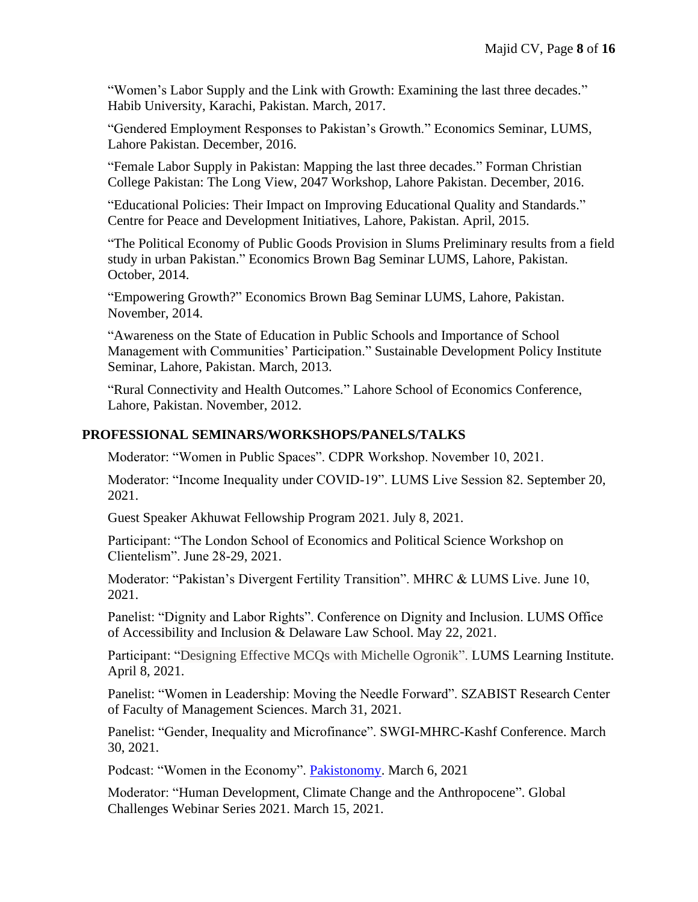"Women's Labor Supply and the Link with Growth: Examining the last three decades." Habib University, Karachi, Pakistan. March, 2017.

"Gendered Employment Responses to Pakistan's Growth." Economics Seminar, LUMS, Lahore Pakistan. December, 2016.

"Female Labor Supply in Pakistan: Mapping the last three decades." Forman Christian College Pakistan: The Long View, 2047 Workshop, Lahore Pakistan. December, 2016.

"Educational Policies: Their Impact on Improving Educational Quality and Standards." Centre for Peace and Development Initiatives, Lahore, Pakistan. April, 2015.

"The Political Economy of Public Goods Provision in Slums Preliminary results from a field study in urban Pakistan." Economics Brown Bag Seminar LUMS, Lahore, Pakistan. October, 2014.

"Empowering Growth?" Economics Brown Bag Seminar LUMS, Lahore, Pakistan. November, 2014.

"Awareness on the State of Education in Public Schools and Importance of School Management with Communities' Participation." Sustainable Development Policy Institute Seminar, Lahore, Pakistan. March, 2013.

"Rural Connectivity and Health Outcomes." Lahore School of Economics Conference, Lahore, Pakistan. November, 2012.

## PROFESSIONAL SEMINARS/WORKSHOPS/PANELS/TALKS

Moderator: "Women in Public Spaces". CDPR Workshop. November 10, 2021.

Moderator: "Income Inequality under COVID-19". LUMS Live Session 82. September 20, 2021.

Guest Speaker Akhuwat Fellowship Program 2021. July 8, 2021.

Participant: "The London School of Economics and Political Science Workshop on Clientelism". June 28-29, 2021.

Moderator: "Pakistan's Divergent Fertility Transition". MHRC & LUMS Live. June 10, 2021.

Panelist: "Dignity and Labor Rights". Conference on Dignity and Inclusion. LUMS Office of Accessibility and Inclusion & Delaware Law School. May 22, 2021.

Participant: "Designing Effective MCQs with Michelle Ogronik". LUMS Learning Institute. April 8, 2021.

Panelist: "Women in Leadership: Moving the Needle Forward". SZABIST Research Center of Faculty of Management Sciences. March 31, 2021.

Panelist: "Gender, Inequality and Microfinance". SWGI-MHRC-Kashf Conference. March 30, 2021.

Podcast: "Women in the Economy". Pakistonomy. March 6, 2021

Moderator: "Human Development, Climate Change and the Anthropocene". Global Challenges Webinar Series 2021. March 15, 2021.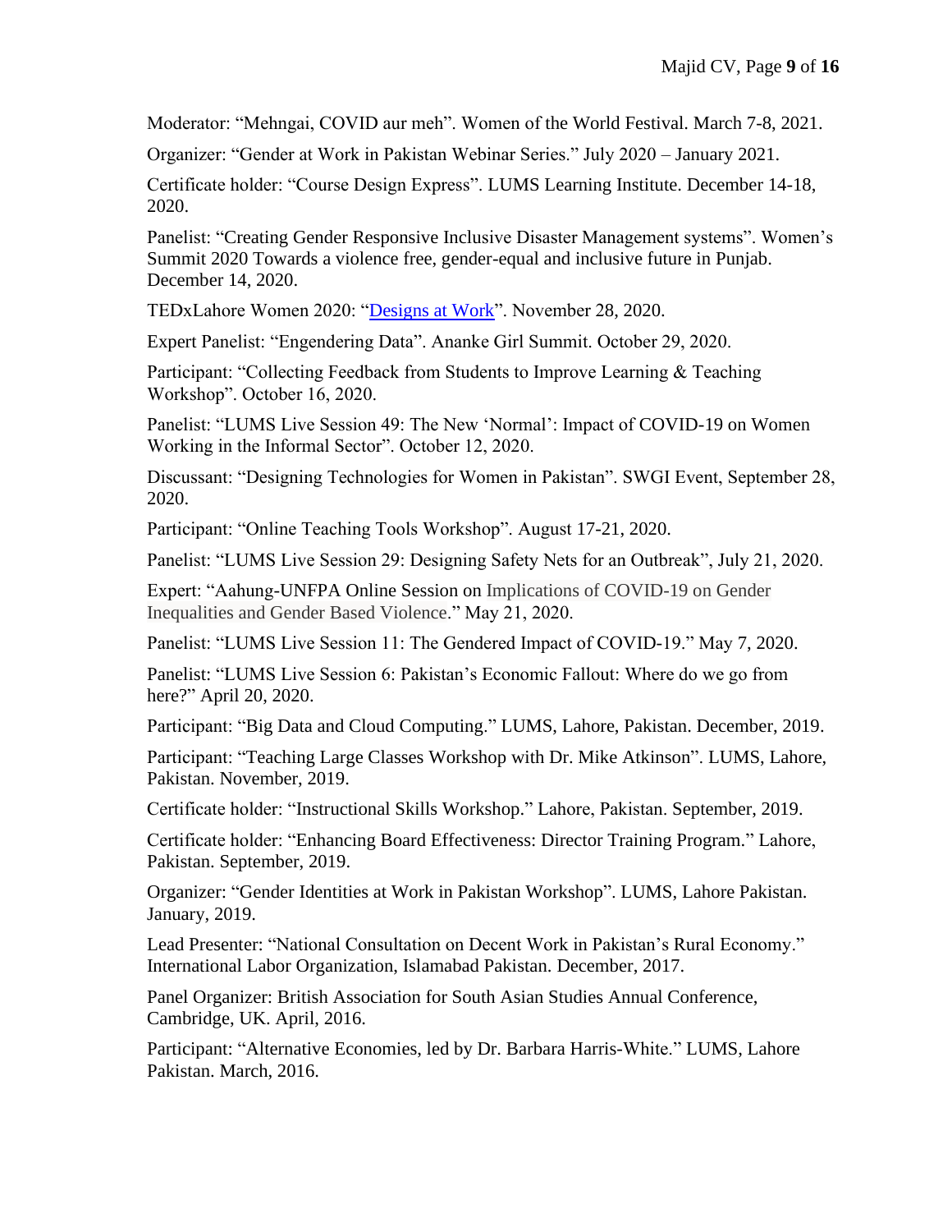Moderator: “Mehngai, COVID aur meh”. Women of the World Festival. March 7-8, 2021.

Organizer: “Gender at Work in Pakistan Webinar Series.” July 2020 – January 2021.

Certificate holder: “Course Design Express”. LUMS Learning Institute. December 14-18, 2020.

Panelist: “Creating Gender Responsive Inclusive Disaster Management systems”. Women’s Summit 2020 Towards a violence free, gender-equal and inclusive future in Punjab. December 14, 2020.

TEDxLahore Women 2020: “Designs at Work”. November 28, 2020.

Expert Panelist: “Engendering Data”. Ananke Girl Summit. October 29, 2020.

Participant: “Collecting Feedback from Students to Improve Learning & Teaching Workshop”. October 16, 2020.

Panelist: “LUMS Live Session 49: The New ‘Normal’: Impact of COVID-19 on Women Working in the Informal Sector”. October 12, 2020.

Discussant: “Designing Technologies for Women in Pakistan”. SWGI Event, September 28, 2020.

Participant: “Online Teaching Tools Workshop”. August 17-21, 2020.

Panelist: “LUMS Live Session 29: Designing Safety Nets for an Outbreak”, July 21, 2020.

Expert: “Aahung-UNFPA Online Session on Implications of COVID-19 on Gender Inequalities and Gender Based Violence.” May 21, 2020.

Panelist: “LUMS Live Session 11: The Gendered Impact of COVID-19.” May 7, 2020.

Panelist: “LUMS Live Session 6: Pakistan’s Economic Fallout: Where do we go from here?” April 20, 2020.

Participant: “Big Data and Cloud Computing.” LUMS, Lahore, Pakistan. December, 2019.

Participant: “Teaching Large Classes Workshop with Dr. Mike Atkinson”. LUMS, Lahore, Pakistan. November, 2019.

Certificate holder: “Instructional Skills Workshop.” Lahore, Pakistan. September, 2019.

Certificate holder: “Enhancing Board Effectiveness: Director Training Program.” Lahore, Pakistan. September, 2019.

Organizer: “Gender Identities at Work in Pakistan Workshop”. LUMS, Lahore Pakistan. January, 2019.

Lead Presenter: “National Consultation on Decent Work in Pakistan’s Rural Economy.” International Labor Organization, Islamabad Pakistan. December, 2017.

Panel Organizer: British Association for South Asian Studies Annual Conference, Cambridge, UK. April, 2016.

Participant: “Alternative Economies, led by Dr. Barbara Harris-White.” LUMS, Lahore Pakistan. March, 2016.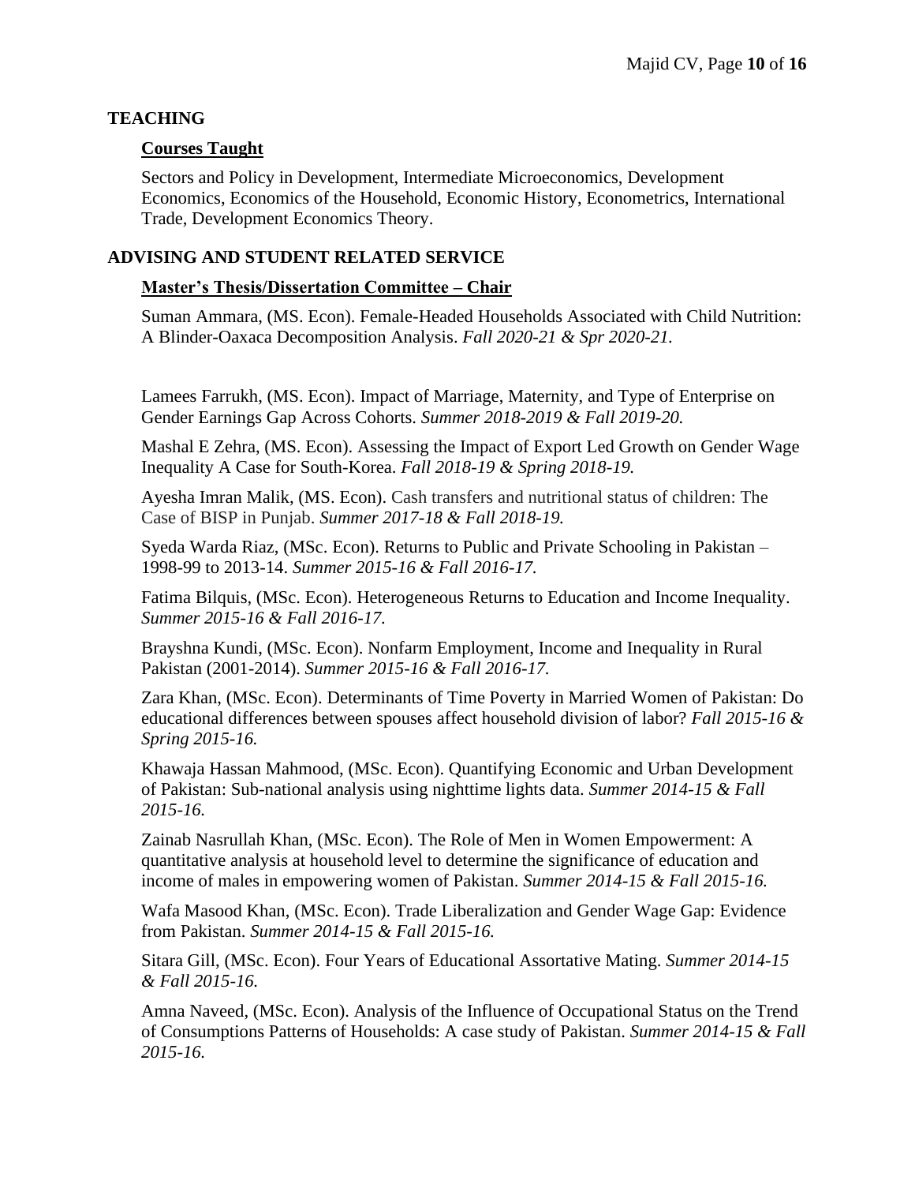## TEACHING

### Courses Taught

Sectors and Policy in Development, Intermediate Microeconomics, Development Economics, Economics of the Household, Economic History, Econometrics, International Trade, Development Economics Theory.

## ADVISING AND STUDENT RELATED SERVICE

### Master's Thesis/Dissertation Committee – Chair

Suman Ammara, (MS. Econ). Female-Headed Households Associated with Child Nutrition: A Blinder-Oaxaca Decomposition Analysis. *Fall 2020-21 & Spr 2020-21.*

Lamees Farrukh, (MS. Econ). Impact of Marriage, Maternity, and Type of Enterprise on Gender Earnings Gap Across Cohorts. *Summer 2018-2019 & Fall 2019-20.*

Mashal E Zehra, (MS. Econ). Assessing the Impact of Export Led Growth on Gender Wage Inequality A Case for South-Korea. *Fall 2018-19 & Spring 2018-19.*

Ayesha Imran Malik, (MS. Econ). Cash transfers and nutritional status of children: The Case of BISP in Punjab. *Summer 2017-18 & Fall 2018-19.*

Syeda Warda Riaz, (MSc. Econ). Returns to Public and Private Schooling in Pakistan – 1998-99 to 2013-14. *Summer 2015-16 & Fall 2016-17.*

Fatima Bilquis, (MSc. Econ). Heterogeneous Returns to Education and Income Inequality. *Summer 2015-16 & Fall 2016-17.*

Brayshna Kundi, (MSc. Econ). Nonfarm Employment, Income and Inequality in Rural Pakistan (2001-2014). *Summer 2015-16 & Fall 2016-17.*

Zara Khan, (MSc. Econ). Determinants of Time Poverty in Married Women of Pakistan: Do educational differences between spouses affect household division of labor? *Fall 2015-16 & Spring 2015-16.*

Khawaja Hassan Mahmood, (MSc. Econ). Quantifying Economic and Urban Development of Pakistan: Sub-national analysis using nighttime lights data. *Summer 2014-15 & Fall 2015-16.*

Zainab Nasrullah Khan, (MSc. Econ). The Role of Men in Women Empowerment: A quantitative analysis at household level to determine the significance of education and income of males in empowering women of Pakistan. *Summer 2014-15 & Fall 2015-16.*

Wafa Masood Khan, (MSc. Econ). Trade Liberalization and Gender Wage Gap: Evidence from Pakistan. *Summer 2014-15 & Fall 2015-16.*

Sitara Gill, (MSc. Econ). Four Years of Educational Assortative Mating. *Summer 2014-15 & Fall 2015-16.*

Amna Naveed, (MSc. Econ). Analysis of the Influence of Occupational Status on the Trend of Consumptions Patterns of Households: A case study of Pakistan. *Summer 2014-15 & Fall 2015-16.*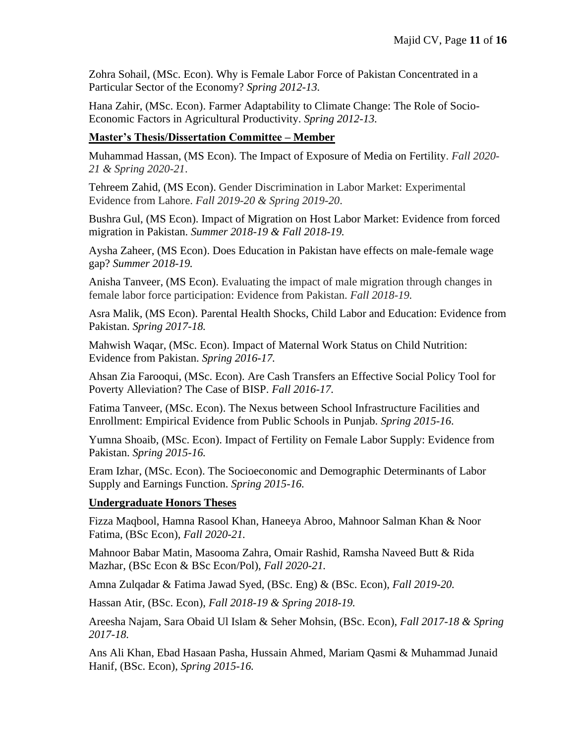Zohra Sohail, (MSc. Econ). Why is Female Labor Force of Pakistan Concentrated in a Particular Sector of the Economy? *Spring 2012-13.*

Hana Zahir, (MSc. Econ). Farmer Adaptability to Climate Change: The Role of Socio-Economic Factors in Agricultural Productivity. *Spring 2012-13.*

## Master's Thesis/Dissertation Committee – Member

Muhammad Hassan, (MS Econ). The Impact of Exposure of Media on Fertility. *Fall 2020-21 & Spring 2020-21.*

Tehreem Zahid, (MS Econ). Gender Discrimination in Labor Market: Experimental Evidence from Lahore. *Fall 2019-20 & Spring 2019-20.*

Bushra Gul, (MS Econ). Impact of Migration on Host Labor Market: Evidence from forced migration in Pakistan. *Summer 2018-19 & Fall 2018-19.*

Aysha Zaheer, (MS Econ). Does Education in Pakistan have effects on male-female wage gap? *Summer 2018-19.*

Anisha Tanveer, (MS Econ). Evaluating the impact of male migration through changes in female labor force participation: Evidence from Pakistan. *Fall 2018-19.*

Asra Malik, (MS Econ). Parental Health Shocks, Child Labor and Education: Evidence from Pakistan. *Spring 2017-18.*

Mahwish Waqar, (MSc. Econ). Impact of Maternal Work Status on Child Nutrition: Evidence from Pakistan. *Spring 2016-17.*

Ahsan Zia Farooqui, (MSc. Econ). Are Cash Transfers an Effective Social Policy Tool for Poverty Alleviation? The Case of BISP. *Fall 2016-17.*

Fatima Tanveer, (MSc. Econ). The Nexus between School Infrastructure Facilities and Enrollment: Empirical Evidence from Public Schools in Punjab. *Spring 2015-16.*

Yumna Shoaib, (MSc. Econ). Impact of Fertility on Female Labor Supply: Evidence from Pakistan. *Spring 2015-16.*

Eram Izhar, (MSc. Econ). The Socioeconomic and Demographic Determinants of Labor Supply and Earnings Function. *Spring 2015-16.*

## Undergraduate Honors Theses

Fizza Maqbool, Hamna Rasool Khan, Haneeya Abroo, Mahnoor Salman Khan & Noor Fatima, (BSc Econ), *Fall 2020-21.*

Mahnoor Babar Matin, Masooma Zahra, Omair Rashid, Ramsha Naveed Butt & Rida Mazhar, (BSc Econ & BSc Econ/Pol), *Fall 2020-21.*

Amna Zulqadar & Fatima Jawad Syed, (BSc. Eng) & (BSc. Econ), *Fall 2019-20.*

Hassan Atir, (BSc. Econ), *Fall 2018-19 & Spring 2018-19.*

Areesha Najam, Sara Obaid Ul Islam & Seher Mohsin, (BSc. Econ), *Fall 2017-18 & Spring 2017-18.*

Ans Ali Khan, Ebad Hasaan Pasha, Hussain Ahmed, Mariam Qasmi & Muhammad Junaid Hanif, (BSc. Econ), *Spring 2015-16.*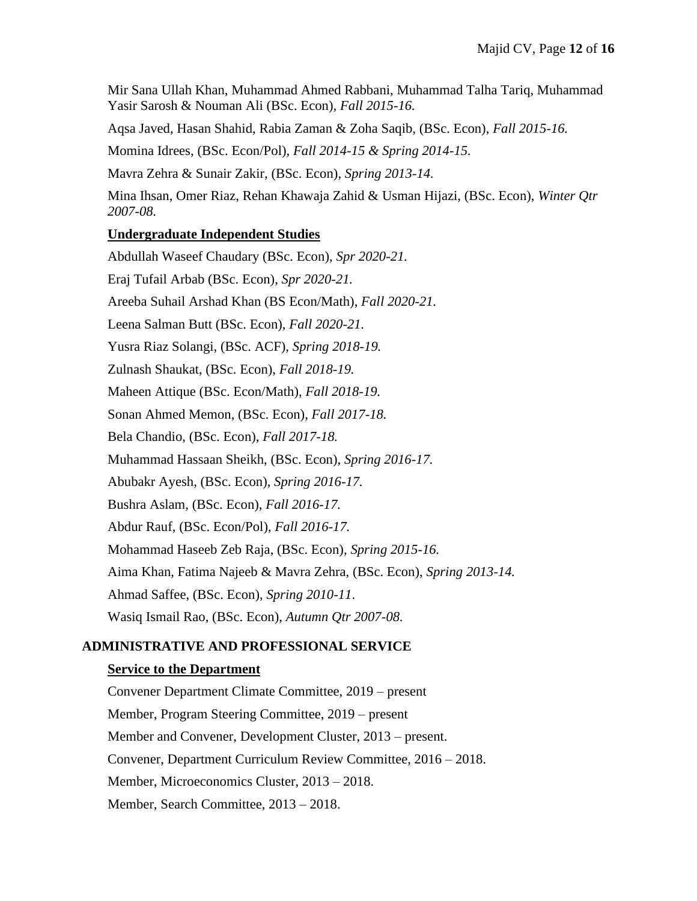Mir Sana Ullah Khan, Muhammad Ahmed Rabbani, Muhammad Talha Tariq, Muhammad Yasir Sarosh & Nouman Ali (BSc. Econ), *Fall 2015-16.*

Aqsa Javed, Hasan Shahid, Rabia Zaman & Zoha Saqib, (BSc. Econ), *Fall 2015-16.*

Momina Idrees, (BSc. Econ/Pol), *Fall 2014-15 & Spring 2014-15.*

Mavra Zehra & Sunair Zakir, (BSc. Econ), *Spring 2013-14.*

Mina Ihsan, Omer Riaz, Rehan Khawaja Zahid & Usman Hijazi, (BSc. Econ), *Winter Qtr 2007-08.*

### Undergraduate Independent Studies

Abdullah Waseef Chaudary (BSc. Econ), *Spr 2020-21.*

Eraj Tufail Arbab (BSc. Econ), *Spr 2020-21.*

Areeba Suhail Arshad Khan (BS Econ/Math), *Fall 2020-21.*

Leena Salman Butt (BSc. Econ), *Fall 2020-21.*

Yusra Riaz Solangi, (BSc. ACF), *Spring 2018-19.*

Zulnash Shaukat, (BSc. Econ), *Fall 2018-19.*

Maheen Attique (BSc. Econ/Math), *Fall 2018-19.*

Sonan Ahmed Memon, (BSc. Econ), *Fall 2017-18.*

Bela Chandio, (BSc. Econ), *Fall 2017-18.*

Muhammad Hassaan Sheikh, (BSc. Econ), *Spring 2016-17.*

Abubakr Ayesh, (BSc. Econ), *Spring 2016-17.*

Bushra Aslam, (BSc. Econ), *Fall 2016-17.*

Abdur Rauf, (BSc. Econ/Pol), *Fall 2016-17.*

Mohammad Haseeb Zeb Raja, (BSc. Econ), *Spring 2015-16.*

Aima Khan, Fatima Najeeb & Mavra Zehra, (BSc. Econ), *Spring 2013-14.*

Ahmad Saffee, (BSc. Econ), *Spring 2010-11*.

Wasiq Ismail Rao, (BSc. Econ), *Autumn Qtr 2007-08.*

## ADMINISTRATIVE AND PROFESSIONAL SERVICE

### Service to the Department

Convener Department Climate Committee, 2019 – present

Member, Program Steering Committee, 2019 – present

Member and Convener, Development Cluster, 2013 – present.

Convener, Department Curriculum Review Committee, 2016 – 2018.

Member, Microeconomics Cluster, 2013 – 2018.

Member, Search Committee, 2013 – 2018.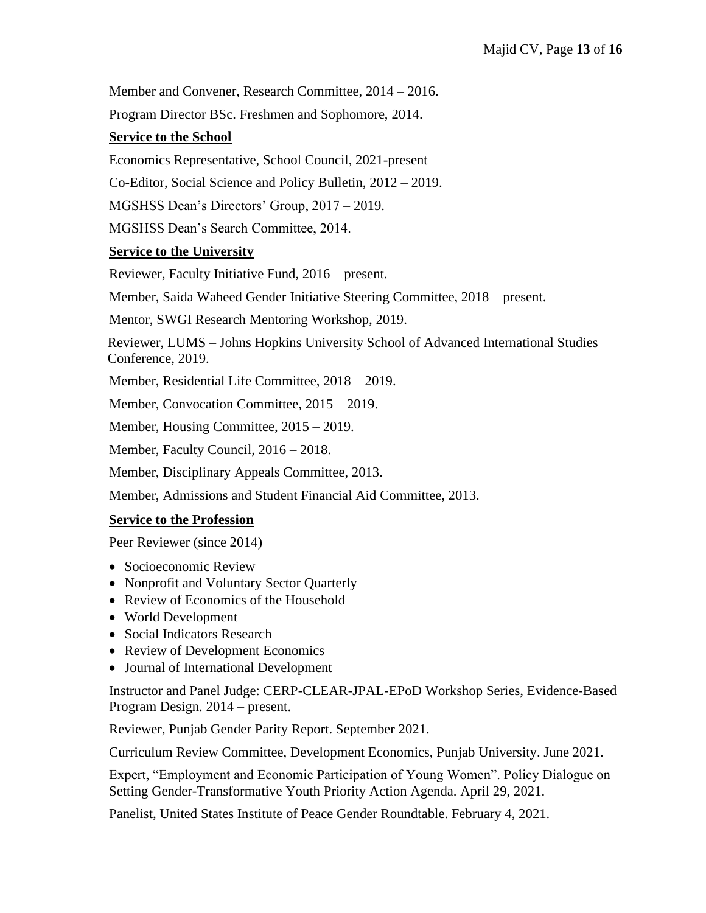Member and Convener, Research Committee, 2014 – 2016.

Program Director BSc. Freshmen and Sophomore, 2014.

**Service to the School**

Economics Representative, School Council, 2021-present

Co-Editor, Social Science and Policy Bulletin, 2012 – 2019.

MGSHSS Dean's Directors' Group, 2017 – 2019.

MGSHSS Dean's Search Committee, 2014.

**Service to the University**

Reviewer, Faculty Initiative Fund, 2016 – present.

Member, Saida Waheed Gender Initiative Steering Committee, 2018 – present.

Mentor, SWGI Research Mentoring Workshop, 2019.

Reviewer, LUMS – Johns Hopkins University School of Advanced International Studies Conference, 2019.

Member, Residential Life Committee, 2018 – 2019.

Member, Convocation Committee, 2015 – 2019.

Member, Housing Committee, 2015 – 2019.

Member, Faculty Council, 2016 – 2018.

Member, Disciplinary Appeals Committee, 2013.

Member, Admissions and Student Financial Aid Committee, 2013.

**Service to the Profession**

Peer Reviewer (since 2014)

- Socioeconomic Review
- Nonprofit and Voluntary Sector Quarterly
- Review of Economics of the Household
- World Development
- Social Indicators Research
- Review of Development Economics
- Journal of International Development

Instructor and Panel Judge: CERP-CLEAR-JPAL-EPoD Workshop Series, Evidence-Based Program Design. 2014 – present.

Reviewer, Punjab Gender Parity Report. September 2021.

Curriculum Review Committee, Development Economics, Punjab University. June 2021.

Expert, "Employment and Economic Participation of Young Women". Policy Dialogue on Setting Gender-Transformative Youth Priority Action Agenda. April 29, 2021.

Panelist, United States Institute of Peace Gender Roundtable. February 4, 2021.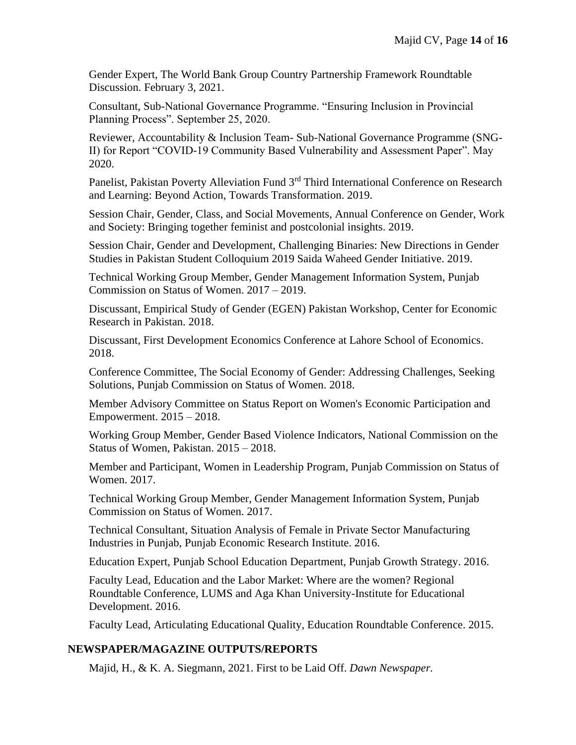Gender Expert, The World Bank Group Country Partnership Framework Roundtable Discussion. February 3, 2021.

Consultant, Sub-National Governance Programme. "Ensuring Inclusion in Provincial Planning Process". September 25, 2020.

Reviewer, Accountability & Inclusion Team- Sub-National Governance Programme (SNG-II) for Report "COVID-19 Community Based Vulnerability and Assessment Paper". May 2020.

Panelist, Pakistan Poverty Alleviation Fund 3rd Third International Conference on Research and Learning: Beyond Action, Towards Transformation. 2019.

Session Chair, Gender, Class, and Social Movements, Annual Conference on Gender, Work and Society: Bringing together feminist and postcolonial insights. 2019.

Session Chair, Gender and Development, Challenging Binaries: New Directions in Gender Studies in Pakistan Student Colloquium 2019 Saida Waheed Gender Initiative. 2019.

Technical Working Group Member, Gender Management Information System, Punjab Commission on Status of Women. 2017 – 2019.

Discussant, Empirical Study of Gender (EGEN) Pakistan Workshop, Center for Economic Research in Pakistan. 2018.

Discussant, First Development Economics Conference at Lahore School of Economics. 2018.

Conference Committee, The Social Economy of Gender: Addressing Challenges, Seeking Solutions, Punjab Commission on Status of Women. 2018.

Member Advisory Committee on Status Report on Women's Economic Participation and Empowerment. 2015 – 2018.

Working Group Member, Gender Based Violence Indicators, National Commission on the Status of Women, Pakistan. 2015 – 2018.

Member and Participant, Women in Leadership Program, Punjab Commission on Status of Women. 2017.

Technical Working Group Member, Gender Management Information System, Punjab Commission on Status of Women. 2017.

Technical Consultant, Situation Analysis of Female in Private Sector Manufacturing Industries in Punjab, Punjab Economic Research Institute. 2016.

Education Expert, Punjab School Education Department, Punjab Growth Strategy. 2016.

Faculty Lead, Education and the Labor Market: Where are the women? Regional Roundtable Conference, LUMS and Aga Khan University-Institute for Educational Development. 2016.

Faculty Lead, Articulating Educational Quality, Education Roundtable Conference. 2015.

## NEWSPAPER/MAGAZINE OUTPUTS/REPORTS

Majid, H., & K. A. Siegmann, 2021. First to be Laid Off. *Dawn Newspaper.*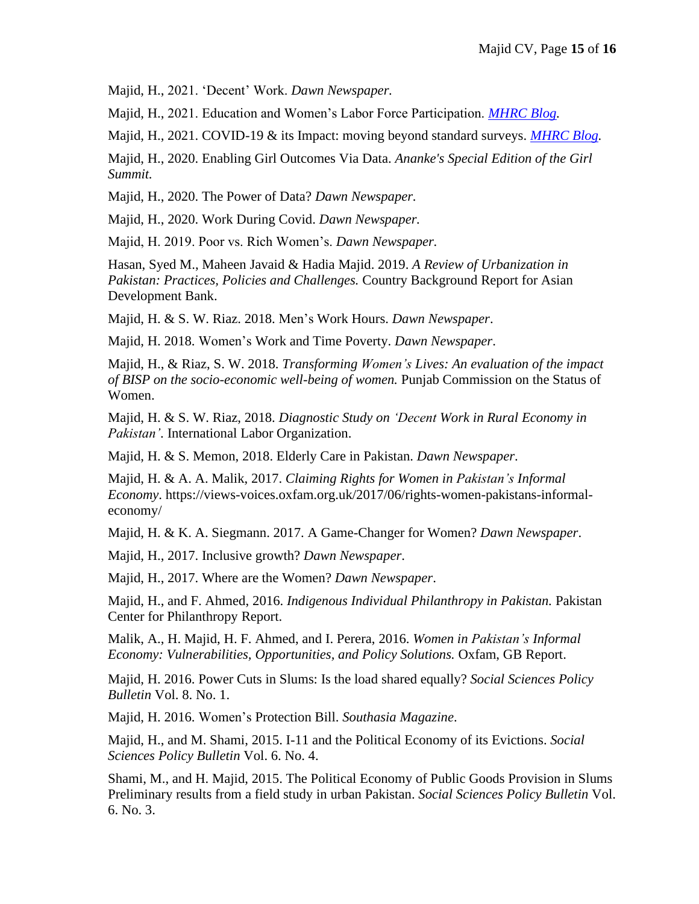Majid, H., 2021. 'Decent' Work. *Dawn Newspaper.*

Majid, H., 2021. Education and Women's Labor Force Participation. *MHRC Blog.*

Majid, H., 2021. COVID-19 & its Impact: moving beyond standard surveys. *MHRC Blog.*

Majid, H., 2020. Enabling Girl Outcomes Via Data. *Ananke's Special Edition of the Girl Summit.*

Majid, H., 2020. The Power of Data? *Dawn Newspaper.*

Majid, H., 2020. Work During Covid. *Dawn Newspaper.*

Majid, H. 2019. Poor vs. Rich Women's. *Dawn Newspaper.*

Hasan, Syed M., Maheen Javaid & Hadia Majid. 2019. *A Review of Urbanization in Pakistan: Practices, Policies and Challenges.* Country Background Report for Asian Development Bank.

Majid, H. & S. W. Riaz. 2018. Men's Work Hours. *Dawn Newspaper*.

Majid, H. 2018. Women's Work and Time Poverty. *Dawn Newspaper*.

Majid, H., & Riaz, S. W. 2018. *Transforming Women's Lives: An evaluation of the impact of BISP on the socio-economic well-being of women.* Punjab Commission on the Status of Women.

Majid, H. & S. W. Riaz, 2018. *Diagnostic Study on 'Decent Work in Rural Economy in Pakistan'.* International Labor Organization.

Majid, H. & S. Memon, 2018. Elderly Care in Pakistan. *Dawn Newspaper*.

Majid, H. & A. A. Malik, 2017. *Claiming Rights for Women in Pakistan's Informal Economy*. https://views-voices.oxfam.org.uk/2017/06/rights-women-pakistans-informal-economy/

Majid, H. & K. A. Siegmann. 2017. A Game-Changer for Women? *Dawn Newspaper*.

Majid, H., 2017. Inclusive growth? *Dawn Newspaper*.

Majid, H., 2017. Where are the Women? *Dawn Newspaper*.

Majid, H., and F. Ahmed, 2016. *Indigenous Individual Philanthropy in Pakistan.* Pakistan Center for Philanthropy Report.

Malik, A., H. Majid, H. F. Ahmed, and I. Perera, 2016. *Women in Pakistan's Informal Economy: Vulnerabilities, Opportunities, and Policy Solutions.* Oxfam, GB Report.

Majid, H. 2016. Power Cuts in Slums: Is the load shared equally? *Social Sciences Policy Bulletin* Vol. 8. No. 1.

Majid, H. 2016. Women's Protection Bill. *Southasia Magazine*.

Majid, H., and M. Shami, 2015. I-11 and the Political Economy of its Evictions. *Social Sciences Policy Bulletin* Vol. 6. No. 4.

Shami, M., and H. Majid, 2015. The Political Economy of Public Goods Provision in Slums Preliminary results from a field study in urban Pakistan. *Social Sciences Policy Bulletin* Vol. 6. No. 3.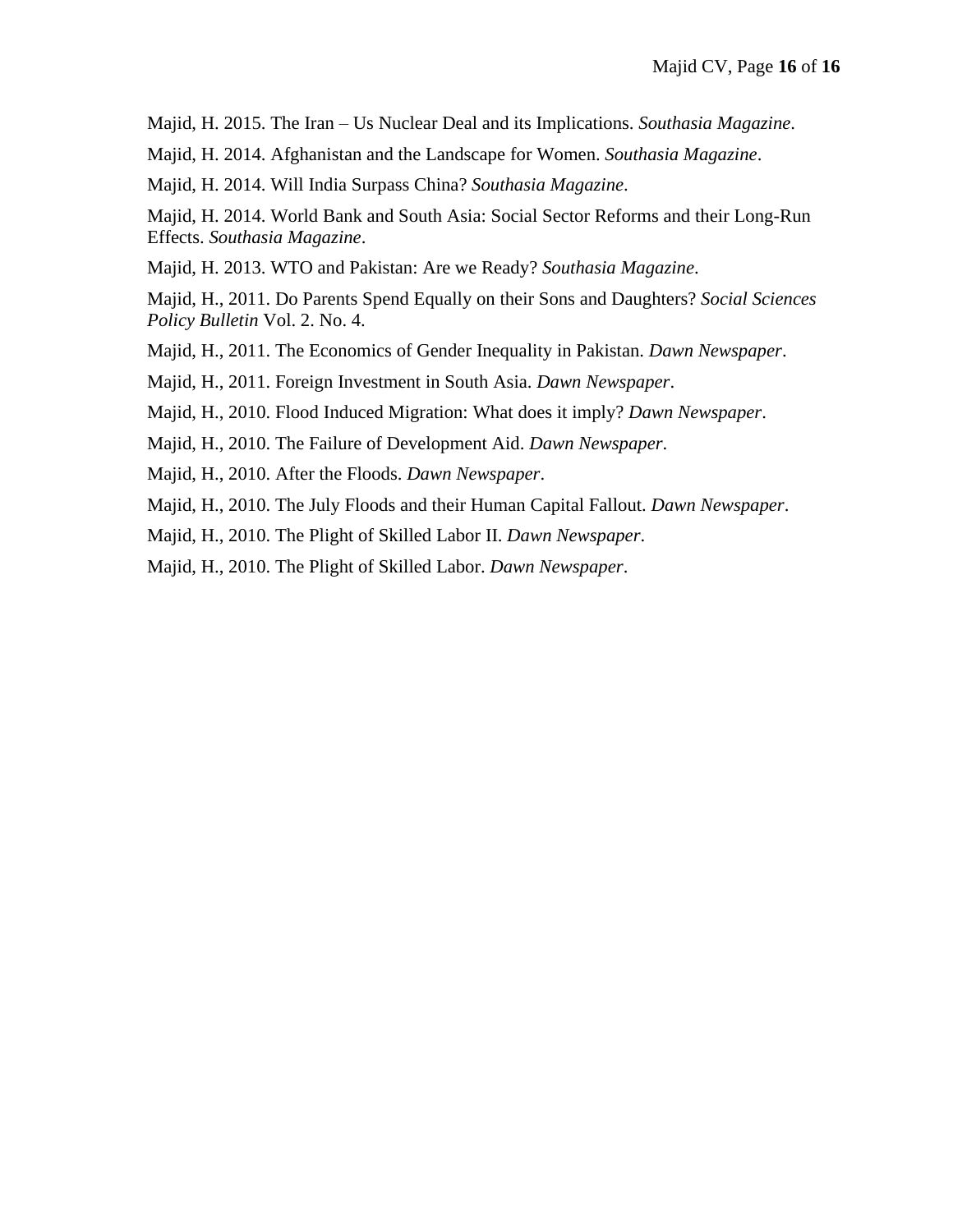Majid, H. 2015. The Iran – Us Nuclear Deal and its Implications. *Southasia Magazine*.

Majid, H. 2014. Afghanistan and the Landscape for Women. *Southasia Magazine*.

Majid, H. 2014. Will India Surpass China? *Southasia Magazine*.

Majid, H. 2014. World Bank and South Asia: Social Sector Reforms and their Long-Run Effects. *Southasia Magazine*.

Majid, H. 2013. WTO and Pakistan: Are we Ready? *Southasia Magazine*.

Majid, H., 2011. Do Parents Spend Equally on their Sons and Daughters? *Social Sciences Policy Bulletin* Vol. 2. No. 4.

Majid, H., 2011. The Economics of Gender Inequality in Pakistan. *Dawn Newspaper*.

Majid, H., 2011. Foreign Investment in South Asia. *Dawn Newspaper*.

Majid, H., 2010. Flood Induced Migration: What does it imply? *Dawn Newspaper*.

Majid, H., 2010. The Failure of Development Aid. *Dawn Newspaper*.

Majid, H., 2010. After the Floods. *Dawn Newspaper*.

Majid, H., 2010. The July Floods and their Human Capital Fallout. *Dawn Newspaper*.

Majid, H., 2010. The Plight of Skilled Labor II. *Dawn Newspaper*.

Majid, H., 2010. The Plight of Skilled Labor. *Dawn Newspaper*.